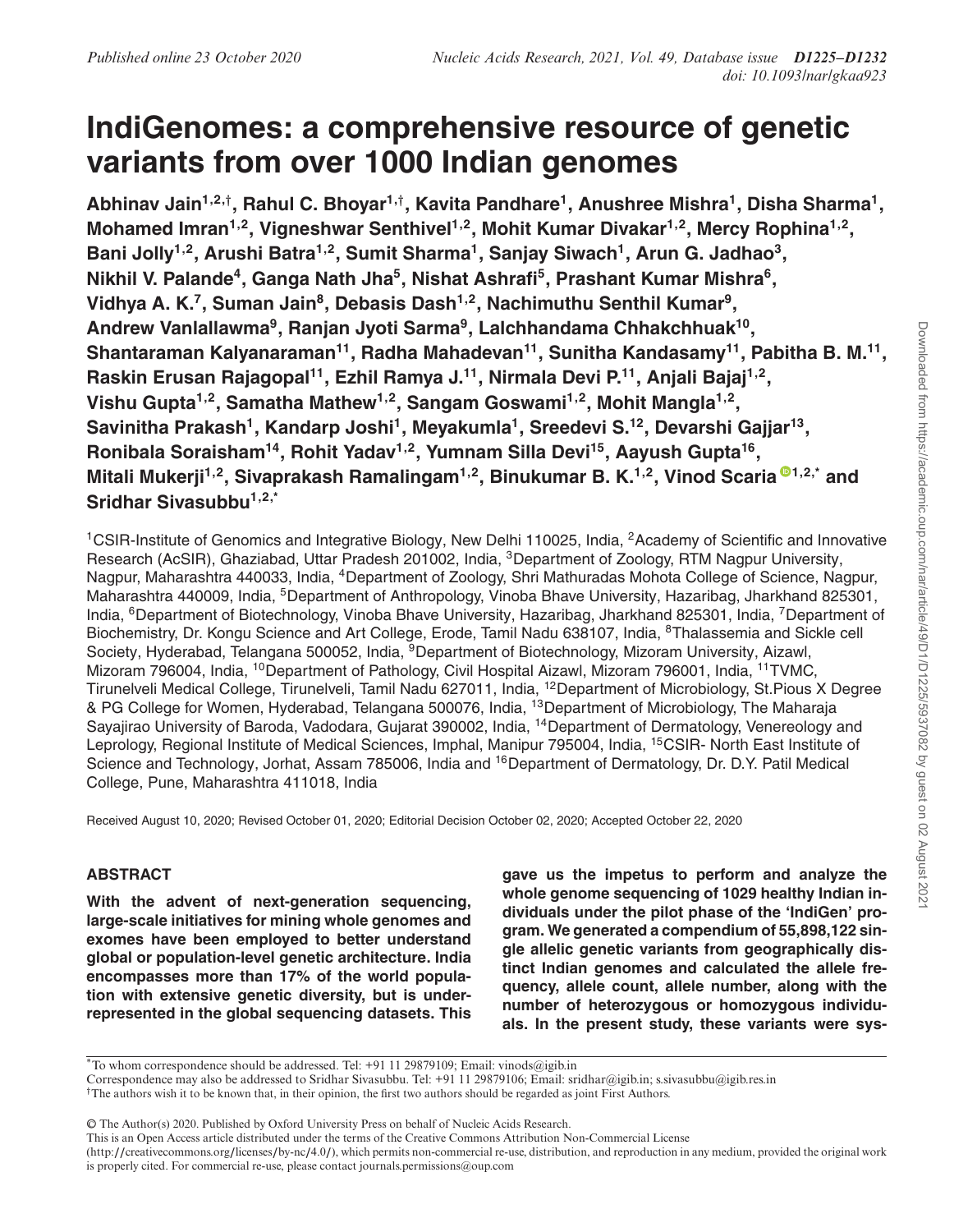# IndiGenomes: a comprehensive resource of genetic variants from over 1000 Indian genomes

**Abhinav Jain[1,2,†], Rahul C. Bhoyar[1,†], Kavita Pandhare[1], Anushree Mishra[1], Disha Sharma[1], Mohamed Imran[1,2], Vigneshwar Senthivel[1,2], Mohit Kumar Divakar[1,2], Mercy Rophina[1,2], Bani Jolly[1,2], Arushi Batra[1,2], Sumit Sharma[1], Sanjay Siwach[1], Arun G. Jadhao[3], Nikhil V. Palande[4], Ganga Nath Jha[5], Nishat Ashrafi[5], Prashant Kumar Mishra[6], Vidhya A. K.[7], Suman Jain[8], Debasis Dash[1,2], Nachimuthu Senthil Kumar[9], Andrew Vanlallawma[9], Ranjan Jyoti Sarma[9], Lalchhandama Chhakchhuak[10], Shantaraman Kalyanaraman[11], Radha Mahadevan[11], Sunitha Kandasamy[11], Pabitha B. M.[11], Raskin Erusan Rajagopal[11], Ezhil Ramya J.[11], Nirmala Devi P.[11], Anjali Bajaj[1,2], Vishu Gupta[1,2], Samatha Mathew[1,2], Sangam Goswami[1,2], Mohit Mangla[1,2], Savinitha Prakash[1], Kandarp Joshi[1], Meyakumla[1], Sreedevi S.[12], Devarshi Gajjar[13], Ronibala Soraisham[14], Rohit Yadav[1,2], Yumnam Silla Devi[15], Aayush Gupta[16], Mitali Mukerji[1,2], Sivaprakash Ramalingam[1,2], Binukumar B. K.[1,2], Vinod Scaria[1,2,*] and Sridhar Sivasubbu[1,2,*]**

[1]CSIR-Institute of Genomics and Integrative Biology, New Delhi 110025, India, [2]Academy of Scientific and Innovative Research (AcSIR), Ghaziabad, Uttar Pradesh 201002, India, [3]Department of Zoology, RTM Nagpur University, Nagpur, Maharashtra 440033, India, [4]Department of Zoology, Shri Mathuradas Mohota College of Science, Nagpur, Maharashtra 440009, India, [5]Department of Anthropology, Vinoba Bhave University, Hazaribag, Jharkhand 825301, India, [6]Department of Biotechnology, Vinoba Bhave University, Hazaribag, Jharkhand 825301, India, [7]Department of Biochemistry, Dr. Kongu Science and Art College, Erode, Tamil Nadu 638107, India, [8]Thalassemia and Sickle cell Society, Hyderabad, Telangana 500052, India, [9]Department of Biotechnology, Mizoram University, Aizawl, Mizoram 796004, India, [10]Department of Pathology, Civil Hospital Aizawl, Mizoram 796001, India, [11]TVMC, Tirunelveli Medical College, Tirunelveli, Tamil Nadu 627011, India, [12]Department of Microbiology, St.Pious X Degree & PG College for Women, Hyderabad, Telangana 500076, India, [13]Department of Microbiology, The Maharaja Sayajirao University of Baroda, Vadodara, Gujarat 390002, India, [14]Department of Dermatology, Venereology and Leprology, Regional Institute of Medical Sciences, Imphal, Manipur 795004, India, [15]CSIR- North East Institute of Science and Technology, Jorhat, Assam 785006, India and [16]Department of Dermatology, Dr. D.Y. Patil Medical College, Pune, Maharashtra 411018, India

Received August 10, 2020; Revised October 01, 2020; Editorial Decision October 02, 2020; Accepted October 22, 2020

## ABSTRACT

**With the advent of next-generation sequencing, large-scale initiatives for mining whole genomes and exomes have been employed to better understand global or population-level genetic architecture. India encompasses more than 17% of the world population with extensive genetic diversity, but is under-represented in the global sequencing datasets. This gave us the impetus to perform and analyze the whole genome sequencing of 1029 healthy Indian individuals under the pilot phase of the 'IndiGen' program. We generated a compendium of 55,898,122 single allelic genetic variants from geographically distinct Indian genomes and calculated the allele frequency, allele count, allele number, along with the number of heterozygous or homozygous individuals. In the present study, these variants were sys-**

*To whom correspondence should be addressed. Tel: +91 11 29879109; Email: vinods@igib.in
Correspondence may also be addressed to Sridhar Sivasubbu. Tel: +91 11 29879106; Email: sridhar@igib.in; s.sivasubbu@igib.res.in
†The authors wish it to be known that, in their opinion, the first two authors should be regarded as joint First Authors.

© The Author(s) 2020. Published by Oxford University Press on behalf of Nucleic Acids Research.
This is an Open Access article distributed under the terms of the Creative Commons Attribution Non-Commercial License (http://creativecommons.org/licenses/by-nc/4.0/), which permits non-commercial re-use, distribution, and reproduction in any medium, provided the original work is properly cited. For commercial re-use, please contact journals.permissions@oup.com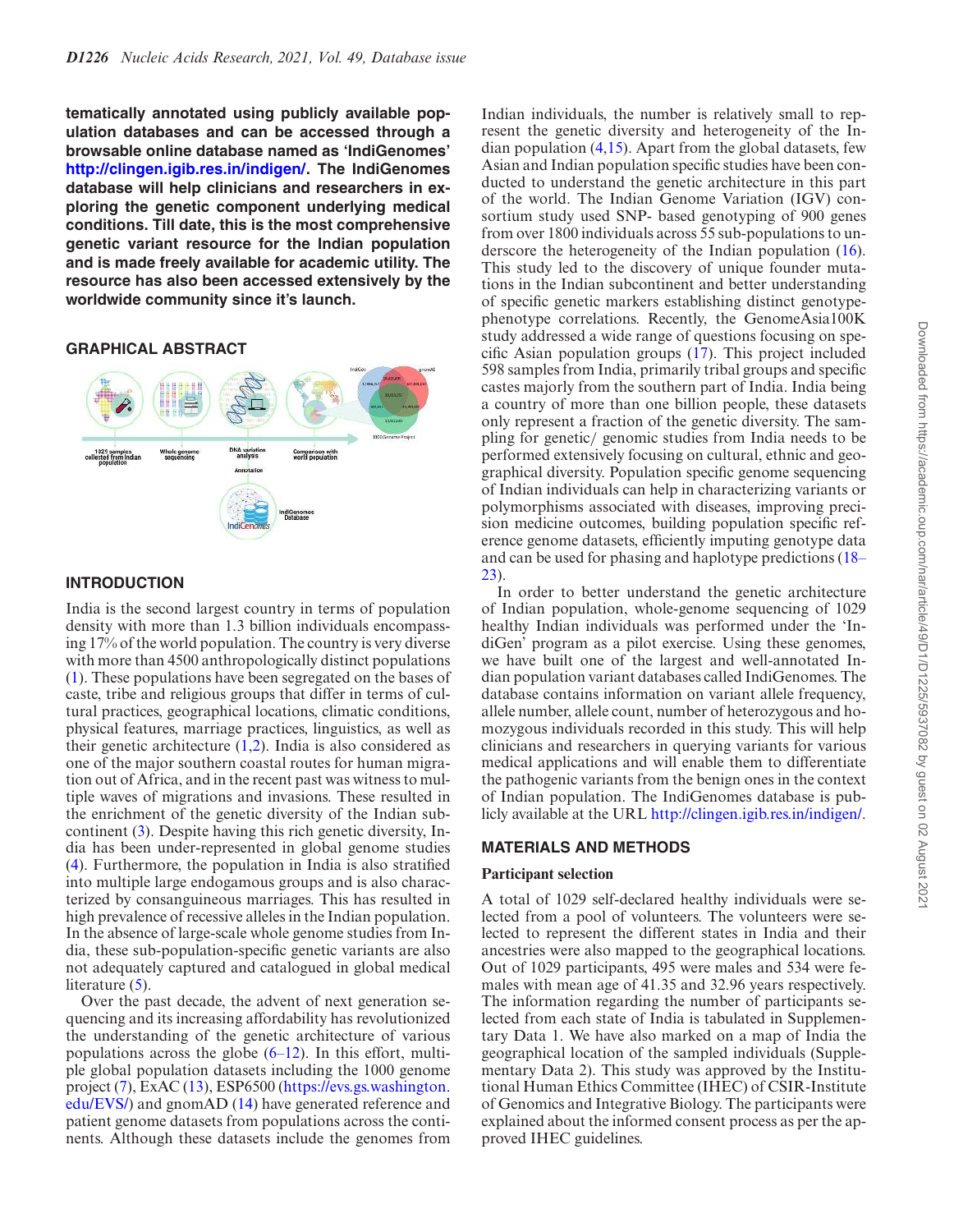**tematically annotated using publicly available population databases and can be accessed through a browsable online database named as 'IndiGenomes' http://clingen.igib.res.in/indigen/. The IndiGenomes database will help clinicians and researchers in exploring the genetic component underlying medical conditions. Till date, this is the most comprehensive genetic variant resource for the Indian population and is made freely available for academic utility. The resource has also been accessed extensively by the worldwide community since it's launch.**

## GRAPHICAL ABSTRACT

## INTRODUCTION

India is the second largest country in terms of population density with more than 1.3 billion individuals encompassing 17% of the world population. The country is very diverse with more than 4500 anthropologically distinct populations (1). These populations have been segregated on the bases of caste, tribe and religious groups that differ in terms of cultural practices, geographical locations, climatic conditions, physical features, marriage practices, linguistics, as well as their genetic architecture (1,2). India is also considered as one of the major southern coastal routes for human migration out of Africa, and in the recent past was witness to multiple waves of migrations and invasions. These resulted in the enrichment of the genetic diversity of the Indian subcontinent (3). Despite having this rich genetic diversity, India has been under-represented in global genome studies (4). Furthermore, the population in India is also stratified into multiple large endogamous groups and is also characterized by consanguineous marriages. This has resulted in high prevalence of recessive alleles in the Indian population. In the absence of large-scale whole genome studies from India, these sub-population-specific genetic variants are also not adequately captured and catalogued in global medical literature (5).

Over the past decade, the advent of next generation sequencing and its increasing affordability has revolutionized the understanding of the genetic architecture of various populations across the globe (6–12). In this effort, multiple global population datasets including the 1000 genome project (7), ExAC (13), ESP6500 (https://evs.gs.washington.edu/EVS/) and gnomAD (14) have generated reference and patient genome datasets from populations across the continents. Although these datasets include the genomes from Indian individuals, the number is relatively small to represent the genetic diversity and heterogeneity of the Indian population (4,15). Apart from the global datasets, few Asian and Indian population specific studies have been conducted to understand the genetic architecture in this part of the world. The Indian Genome Variation (IGV) consortium study used SNP- based genotyping of 900 genes from over 1800 individuals across 55 sub-populations to underscore the heterogeneity of the Indian population (16). This study led to the discovery of unique founder mutations in the Indian subcontinent and better understanding of specific genetic markers establishing distinct genotype-phenotype correlations. Recently, the GenomeAsia100K study addressed a wide range of questions focusing on specific Asian population groups (17). This project included 598 samples from India, primarily tribal groups and specific castes majorly from the southern part of India. India being a country of more than one billion people, these datasets only represent a fraction of the genetic diversity. The sampling for genetic/ genomic studies from India needs to be performed extensively focusing on cultural, ethnic and geographical diversity. Population specific genome sequencing of Indian individuals can help in characterizing variants or polymorphisms associated with diseases, improving precision medicine outcomes, building population specific reference genome datasets, efficiently imputing genotype data and can be used for phasing and haplotype predictions (18–23).

In order to better understand the genetic architecture of Indian population, whole-genome sequencing of 1029 healthy Indian individuals was performed under the 'IndiGen' program as a pilot exercise. Using these genomes, we have built one of the largest and well-annotated Indian population variant databases called IndiGenomes. The database contains information on variant allele frequency, allele number, allele count, number of heterozygous and homozygous individuals recorded in this study. This will help clinicians and researchers in querying variants for various medical applications and will enable them to differentiate the pathogenic variants from the benign ones in the context of Indian population. The IndiGenomes database is publicly available at the URL http://clingen.igib.res.in/indigen/.

## MATERIALS AND METHODS

### Participant selection

A total of 1029 self-declared healthy individuals were selected from a pool of volunteers. The volunteers were selected to represent the different states in India and their ancestries were also mapped to the geographical locations. Out of 1029 participants, 495 were males and 534 were females with mean age of 41.35 and 32.96 years respectively. The information regarding the number of participants selected from each state of India is tabulated in Supplementary Data 1. We have also marked on a map of India the geographical location of the sampled individuals (Supplementary Data 2). This study was approved by the Institutional Human Ethics Committee (IHEC) of CSIR-Institute of Genomics and Integrative Biology. The participants were explained about the informed consent process as per the approved IHEC guidelines.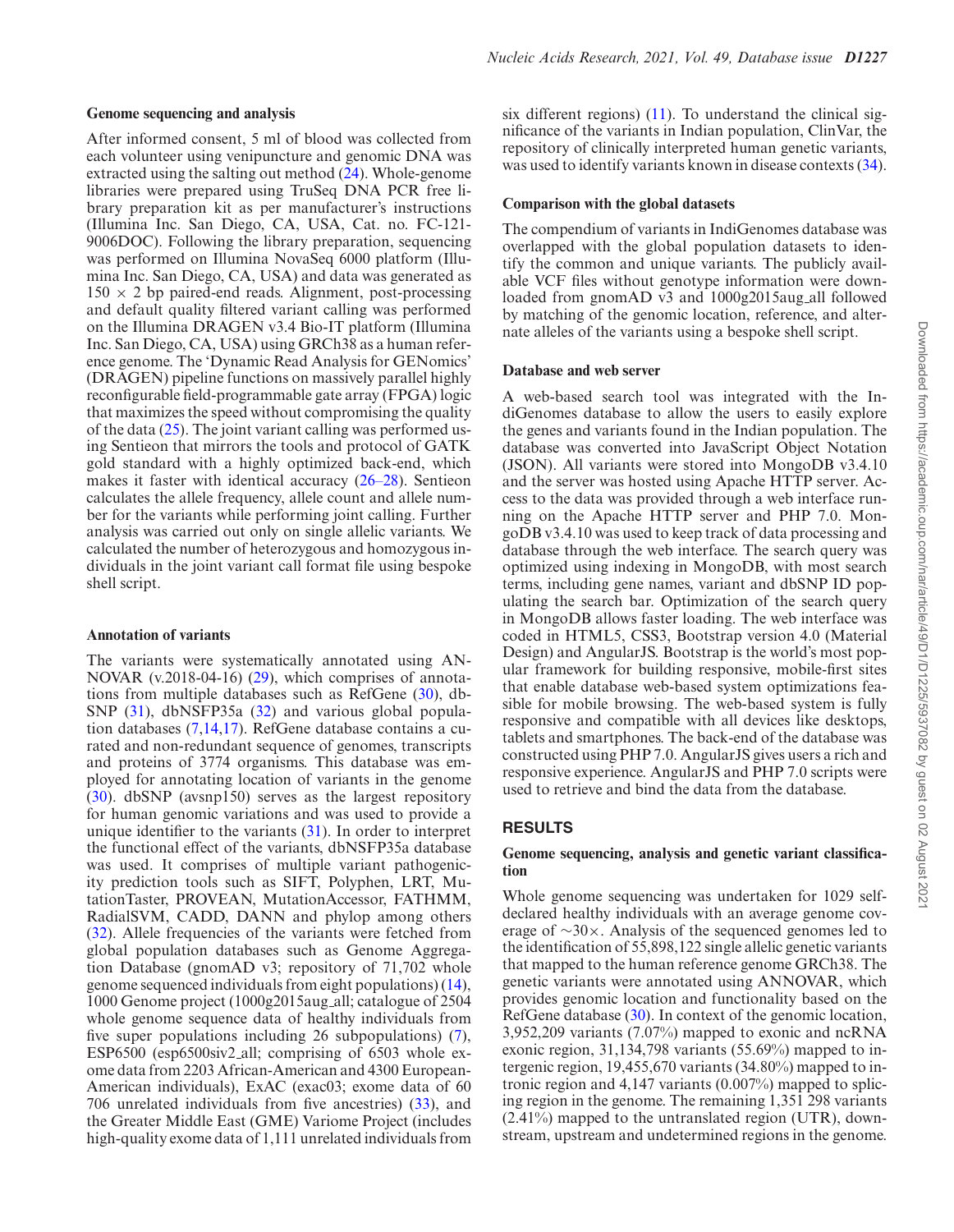### Genome sequencing and analysis

After informed consent, 5 ml of blood was collected from each volunteer using venipuncture and genomic DNA was extracted using the salting out method (24). Whole-genome libraries were prepared using TruSeq DNA PCR free library preparation kit as per manufacturer's instructions (Illumina Inc. San Diego, CA, USA, Cat. no. FC-121-9006DOC). Following the library preparation, sequencing was performed on Illumina NovaSeq 6000 platform (Illumina Inc. San Diego, CA, USA) and data was generated as $150 \times 2$ bp paired-end reads. Alignment, post-processing and default quality filtered variant calling was performed on the Illumina DRAGEN v3.4 Bio-IT platform (Illumina Inc. San Diego, CA, USA) using GRCh38 as a human reference genome. The 'Dynamic Read Analysis for GENomics' (DRAGEN) pipeline functions on massively parallel highly reconfigurable field-programmable gate array (FPGA) logic that maximizes the speed without compromising the quality of the data (25). The joint variant calling was performed using Sentieon that mirrors the tools and protocol of GATK gold standard with a highly optimized back-end, which makes it faster with identical accuracy (26–28). Sentieon calculates the allele frequency, allele count and allele number for the variants while performing joint calling. Further analysis was carried out only on single allelic variants. We calculated the number of heterozygous and homozygous individuals in the joint variant call format file using bespoke shell script.

### Annotation of variants

The variants were systematically annotated using ANNOVAR (v.2018-04-16) (29), which comprises of annotations from multiple databases such as RefGene (30), dbSNP (31), dbNSFP35a (32) and various global population databases (7,14,17). RefGene database contains a curated and non-redundant sequence of genomes, transcripts and proteins of 3774 organisms. This database was employed for annotating location of variants in the genome (30). dbSNP (avsnp150) serves as the largest repository for human genomic variations and was used to provide a unique identifier to the variants (31). In order to interpret the functional effect of the variants, dbNSFP35a database was used. It comprises of multiple variant pathogenicity prediction tools such as SIFT, Polyphen, LRT, MutationTaster, PROVEAN, MutationAccessor, FATHMM, RadialSVM, CADD, DANN and phylop among others (32). Allele frequencies of the variants were fetched from global population databases such as Genome Aggregation Database (gnomAD v3; repository of 71,702 whole genome sequenced individuals from eight populations) (14), 1000 Genome project (1000g2015aug_all; catalogue of 2504 whole genome sequence data of healthy individuals from five super populations including 26 subpopulations) (7), ESP6500 (esp6500siv2_all; comprising of 6503 whole exome data from 2203 African-American and 4300 European-American individuals), ExAC (exac03; exome data of 60 706 unrelated individuals from five ancestries) (33), and the Greater Middle East (GME) Variome Project (includes high-quality exome data of 1,111 unrelated individuals from six different regions) (11). To understand the clinical significance of the variants in Indian population, ClinVar, the repository of clinically interpreted human genetic variants, was used to identify variants known in disease contexts (34).

### Comparison with the global datasets

The compendium of variants in IndiGenomes database was overlapped with the global population datasets to identify the common and unique variants. The publicly available VCF files without genotype information were downloaded from gnomAD v3 and 1000g2015aug_all followed by matching of the genomic location, reference, and alternate alleles of the variants using a bespoke shell script.

### Database and web server

A web-based search tool was integrated with the IndiGenomes database to allow the users to easily explore the genes and variants found in the Indian population. The database was converted into JavaScript Object Notation (JSON). All variants were stored into MongoDB v3.4.10 and the server was hosted using Apache HTTP server. Access to the data was provided through a web interface running on the Apache HTTP server and PHP 7.0. MongoDB v3.4.10 was used to keep track of data processing and database through the web interface. The search query was optimized using indexing in MongoDB, with most search terms, including gene names, variant and dbSNP ID populating the search bar. Optimization of the search query in MongoDB allows faster loading. The web interface was coded in HTML5, CSS3, Bootstrap version 4.0 (Material Design) and AngularJS. Bootstrap is the world's most popular framework for building responsive, mobile-first sites that enable database web-based system optimizations feasible for mobile browsing. The web-based system is fully responsive and compatible with all devices like desktops, tablets and smartphones. The back-end of the database was constructed using PHP 7.0. AngularJS gives users a rich and responsive experience. AngularJS and PHP 7.0 scripts were used to retrieve and bind the data from the database.

## RESULTS

### Genome sequencing, analysis and genetic variant classification

Whole genome sequencing was undertaken for 1029 self-declared healthy individuals with an average genome coverage of $\sim 30\times$. Analysis of the sequenced genomes led to the identification of 55,898,122 single allelic genetic variants that mapped to the human reference genome GRCh38. The genetic variants were annotated using ANNOVAR, which provides genomic location and functionality based on the RefGene database (30). In context of the genomic location, 3,952,209 variants (7.07%) mapped to exonic and ncRNA exonic region, 31,134,798 variants (55.69%) mapped to intergenic region, 19,455,670 variants (34.80%) mapped to intronic region and 4,147 variants (0.007%) mapped to splicing region in the genome. The remaining 1,351 298 variants (2.41%) mapped to the untranslated region (UTR), downstream, upstream and undetermined regions in the genome.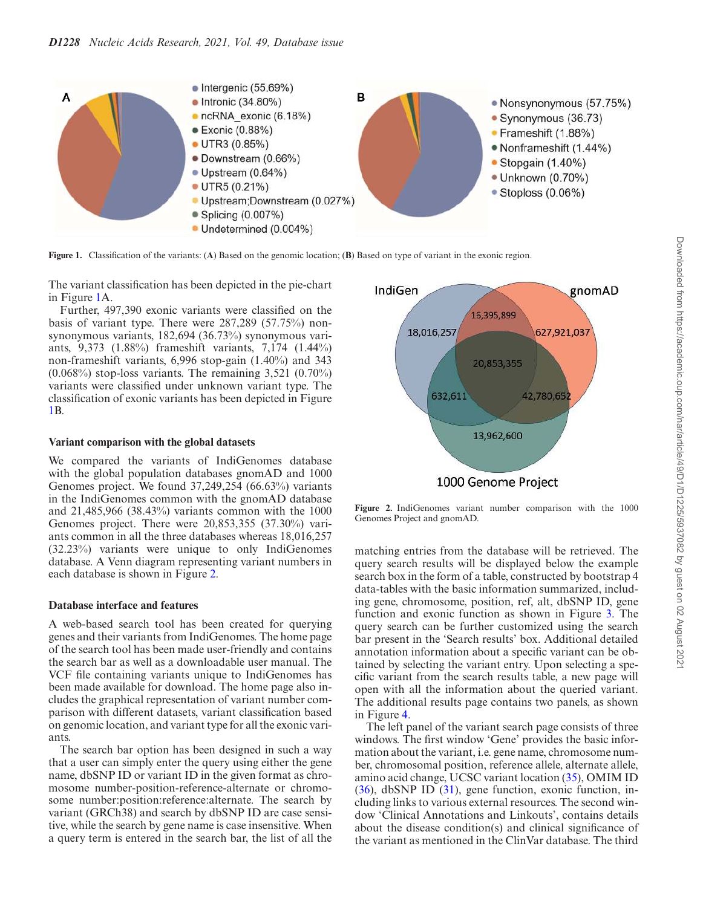Figure 1. Classification of the variants: (**A**) Based on the genomic location; (**B**) Based on type of variant in the exonic region.

The variant classification has been depicted in the pie-chart in Figure 1A.

Further, 497,390 exonic variants were classified on the basis of variant type. There were 287,289 (57.75%) nonsynonymous variants, 182,694 (36.73%) synonymous variants, 9,373 (1.88%) frameshift variants, 7,174 (1.44%) non-frameshift variants, 6,996 stop-gain (1.40%) and 343 (0.068%) stop-loss variants. The remaining 3,521 (0.70%) variants were classified under unknown variant type. The classification of exonic variants has been depicted in Figure 1B.

### Variant comparison with the global datasets

We compared the variants of IndiGenomes database with the global population databases gnomAD and 1000 Genomes project. We found 37,249,254 (66.63%) variants in the IndiGenomes common with the gnomAD database and 21,485,966 (38.43%) variants common with the 1000 Genomes project. There were 20,853,355 (37.30%) variants common in all the three databases whereas 18,016,257 (32.23%) variants were unique to only IndiGenomes database. A Venn diagram representing variant numbers in each database is shown in Figure 2.

Figure 2. IndiGenomes variant number comparison with the 1000 Genomes Project and gnomAD.

### Database interface and features

A web-based search tool has been created for querying genes and their variants from IndiGenomes. The home page of the search tool has been made user-friendly and contains the search bar as well as a downloadable user manual. The VCF file containing variants unique to IndiGenomes has been made available for download. The home page also includes the graphical representation of variant number comparison with different datasets, variant classification based on genomic location, and variant type for all the exonic variants.

The search bar option has been designed in such a way that a user can simply enter the query using either the gene name, dbSNP ID or variant ID in the given format as chromosome number-position-reference-alternate or chromosome number:position:reference:alternate. The search by variant (GRCh38) and search by dbSNP ID are case sensitive, while the search by gene name is case insensitive. When a query term is entered in the search bar, the list of all the matching entries from the database will be retrieved. The query search results will be displayed below the example search box in the form of a table, constructed by bootstrap 4 data-tables with the basic information summarized, including gene, chromosome, position, ref, alt, dbSNP ID, gene function and exonic function as shown in Figure 3. The query search can be further customized using the search bar present in the 'Search results' box. Additional detailed annotation information about a specific variant can be obtained by selecting the variant entry. Upon selecting a specific variant from the search results table, a new page will open with all the information about the queried variant. The additional results page contains two panels, as shown in Figure 4.

The left panel of the variant search page consists of three windows. The first window 'Gene' provides the basic information about the variant, i.e. gene name, chromosome number, chromosomal position, reference allele, alternate allele, amino acid change, UCSC variant location (35), OMIM ID (36), dbSNP ID (31), gene function, exonic function, including links to various external resources. The second window 'Clinical Annotations and Linkouts', contains details about the disease condition(s) and clinical significance of the variant as mentioned in the ClinVar database. The third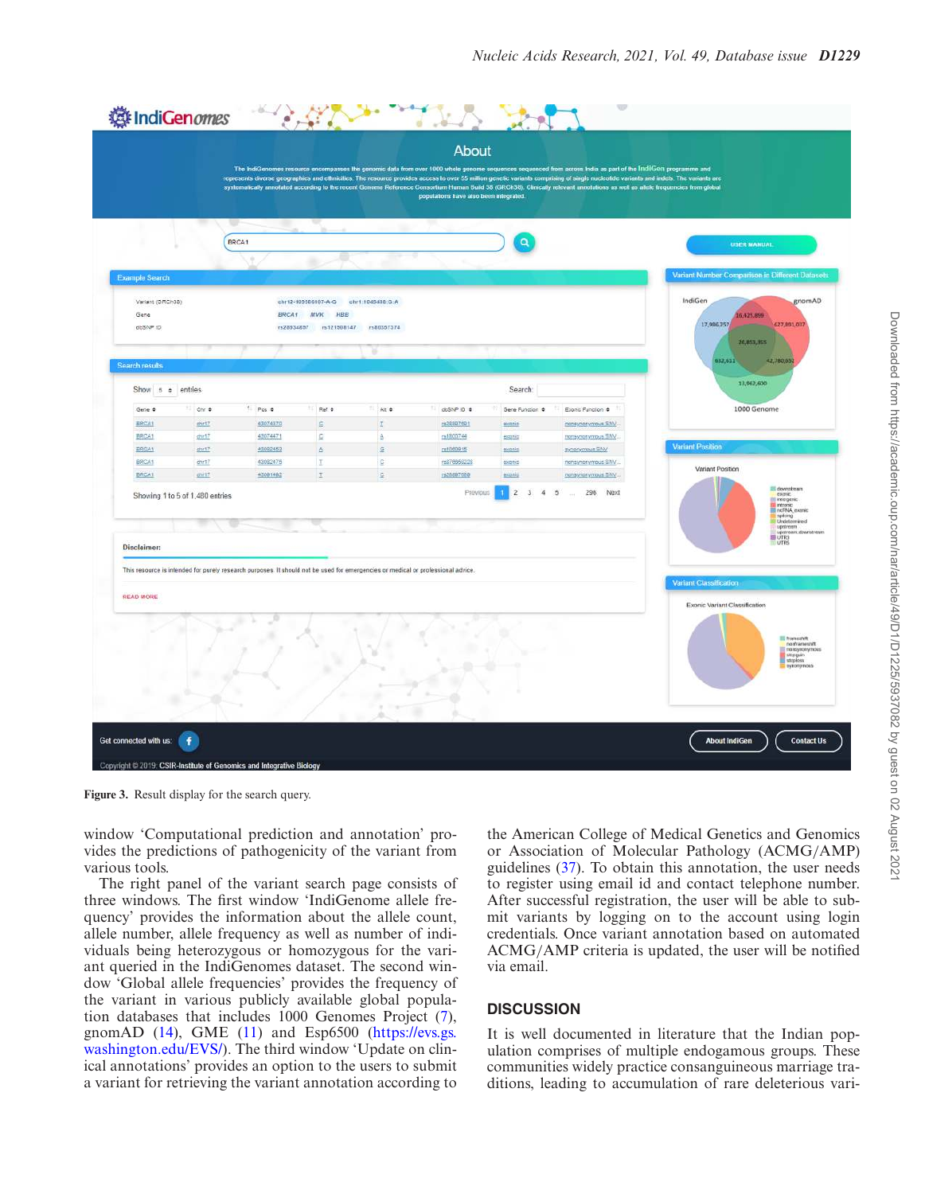Figure 3. Result display for the search query.

window 'Computational prediction and annotation' provides the predictions of pathogenicity of the variant from various tools.

The right panel of the variant search page consists of three windows. The first window 'IndiGenome allele frequency' provides the information about the allele count, allele number, allele frequency as well as number of individuals being heterozygous or homozygous for the variant queried in the IndiGenomes dataset. The second window 'Global allele frequencies' provides the frequency of the variant in various publicly available global population databases that includes 1000 Genomes Project (7), gnomAD (14), GME (11) and Esp6500 (https://evs.gs.washington.edu/EVS/). The third window 'Update on clinical annotations' provides an option to the users to submit a variant for retrieving the variant annotation according to the American College of Medical Genetics and Genomics or Association of Molecular Pathology (ACMG/AMP) guidelines (37). To obtain this annotation, the user needs to register using email id and contact telephone number. After successful registration, the user will be able to submit variants by logging on to the account using login credentials. Once variant annotation based on automated ACMG/AMP criteria is updated, the user will be notified via email.

## DISCUSSION

It is well documented in literature that the Indian population comprises of multiple endogamous groups. These communities widely practice consanguineous marriage traditions, leading to accumulation of rare deleterious vari-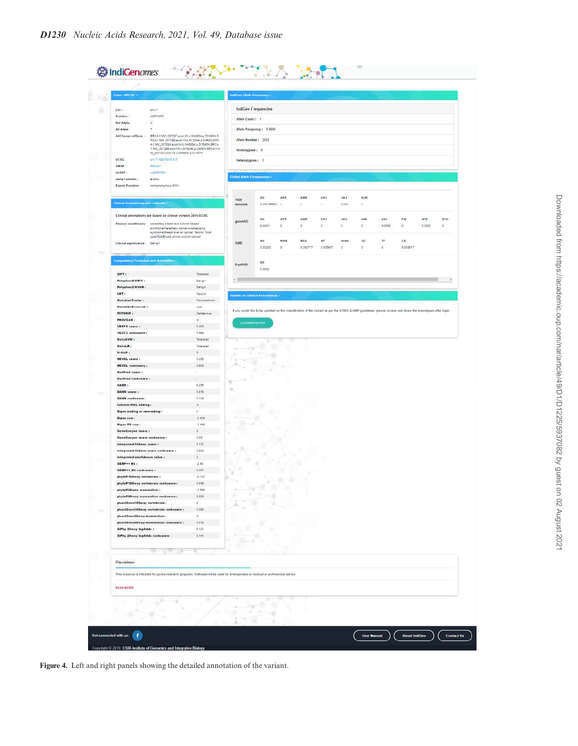Figure 4. Left and right panels showing the detailed annotation of the variant.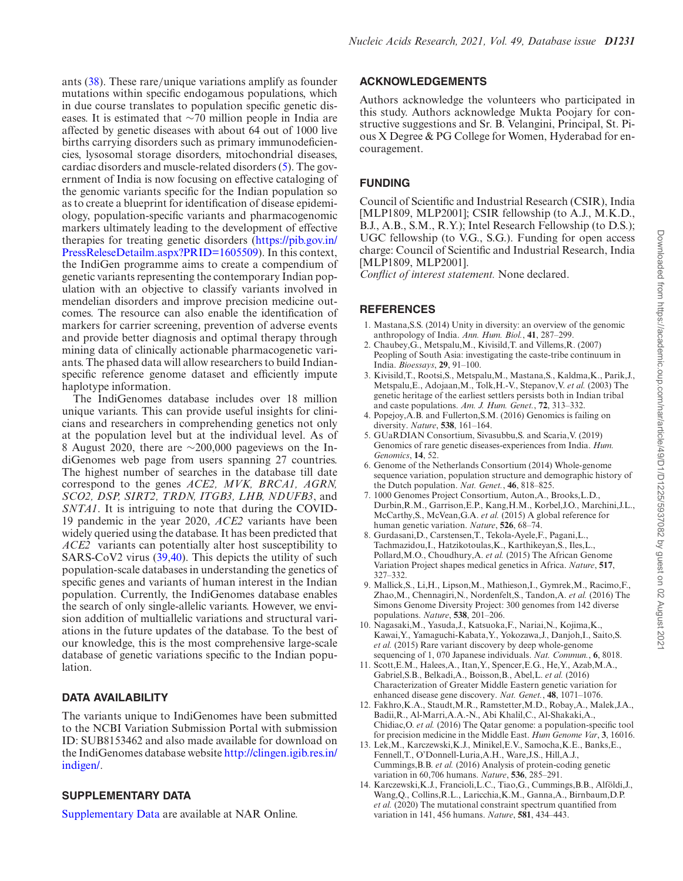ants (38). These rare/unique variations amplify as founder mutations within specific endogamous populations, which in due course translates to population specific genetic diseases. It is estimated that ∼70 million people in India are affected by genetic diseases with about 64 out of 1000 live births carrying disorders such as primary immunodeficiencies, lysosomal storage disorders, mitochondrial diseases, cardiac disorders and muscle-related disorders (5). The government of India is now focusing on effective cataloging of the genomic variants specific for the Indian population so as to create a blueprint for identification of disease epidemiology, population-specific variants and pharmacogenomic markers ultimately leading to the development of effective therapies for treating genetic disorders (https://pib.gov.in/PressReleseDetailm.aspx?PRID=1605509). In this context, the IndiGen programme aims to create a compendium of genetic variants representing the contemporary Indian population with an objective to classify variants involved in mendelian disorders and improve precision medicine outcomes. The resource can also enable the identification of markers for carrier screening, prevention of adverse events and provide better diagnosis and optimal therapy through mining data of clinically actionable pharmacogenetic variants. The phased data will allow researchers to build Indian-specific reference genome dataset and efficiently impute haplotype information.

The IndiGenomes database includes over 18 million unique variants. This can provide useful insights for clinicians and researchers in comprehending genetics not only at the population level but at the individual level. As of 8 August 2020, there are ∼200,000 pageviews on the IndiGenomes web page from users spanning 27 countries. The highest number of searches in the database till date correspond to the genes *ACE2, MVK, BRCA1, AGRN, SCO2, DSP, SIRT2, TRDN, ITGB3, LHB, NDUFB3*, and *SNTA1*. It is intriguing to note that during the COVID-19 pandemic in the year 2020, *ACE2* variants have been widely queried using the database. It has been predicted that *ACE2* variants can potentially alter host susceptibility to SARS-CoV2 virus (39,40). This depicts the utility of such population-scale databases in understanding the genetics of specific genes and variants of human interest in the Indian population. Currently, the IndiGenomes database enables the search of only single-allelic variants. However, we envision addition of multiallelic variations and structural variations in the future updates of the database. To the best of our knowledge, this is the most comprehensive large-scale database of genetic variations specific to the Indian population.

## DATA AVAILABILITY

The variants unique to IndiGenomes have been submitted to the NCBI Variation Submission Portal with submission ID: SUB8153462 and also made available for download on the IndiGenomes database website http://clingen.igib.res.in/indigen/.

## SUPPLEMENTARY DATA

Supplementary Data are available at NAR Online.

## ACKNOWLEDGEMENTS

Authors acknowledge the volunteers who participated in this study. Authors acknowledge Mukta Poojary for constructive suggestions and Sr. B. Velangini, Principal, St. Pious X Degree & PG College for Women, Hyderabad for encouragement.

## FUNDING

Council of Scientific and Industrial Research (CSIR), India [MLP1809, MLP2001]; CSIR fellowship (to A.J., M.K.D., B.J., A.B., S.M., R.Y.); Intel Research Fellowship (to D.S.); UGC fellowship (to V.G., S.G.). Funding for open access charge: Council of Scientific and Industrial Research, India [MLP1809, MLP2001].

*Conflict of interest statement.* None declared.

## REFERENCES

1. Mastana,S.S. (2014) Unity in diversity: an overview of the genomic anthropology of India. *Ann. Hum. Biol.*, **41**, 287–299.
2. Chaubey,G., Metspalu,M., Kivisild,T. and Villems,R. (2007) Peopling of South Asia: investigating the caste-tribe continuum in India. *Bioessays*, **29**, 91–100.
3. Kivisild,T., Rootsi,S., Metspalu,M., Mastana,S., Kaldma,K., Parik,J., Metspalu,E., Adojaan,M., Tolk,H.-V., Stepanov,V. *et al.* (2003) The genetic heritage of the earliest settlers persists both in Indian tribal and caste populations. *Am. J. Hum. Genet.*, **72**, 313–332.
4. Popejoy,A.B. and Fullerton,S.M. (2016) Genomics is failing on diversity. *Nature*, **538**, 161–164.
5. GUaRDIAN Consortium, Sivasubbu,S. and Scaria,V. (2019) Genomics of rare genetic diseases-experiences from India. *Hum. Genomics*, **14**, 52.
6. Genome of the Netherlands Consortium (2014) Whole-genome sequence variation, population structure and demographic history of the Dutch population. *Nat. Genet.*, **46**, 818–825.
7. 1000 Genomes Project Consortium, Auton,A., Brooks,L.D., Durbin,R.M., Garrison,E.P., Kang,H.M., Korbel,J.O., Marchini,J.L., McCarthy,S., McVean,G.A. *et al.* (2015) A global reference for human genetic variation. *Nature*, **526**, 68–74.
8. Gurdasani,D., Carstensen,T., Tekola-Ayele,F., Pagani,L., Tachmazidou,I., Hatzikotoulas,K., Karthikeyan,S., Iles,L., Pollard,M.O., Choudhury,A. *et al.* (2015) The African Genome Variation Project shapes medical genetics in Africa. *Nature*, **517**, 327–332.
9. Mallick,S., Li,H., Lipson,M., Mathieson,I., Gymrek,M., Racimo,F., Zhao,M., Chennagiri,N., Nordenfelt,S., Tandon,A. *et al.* (2016) The Simons Genome Diversity Project: 300 genomes from 142 diverse populations. *Nature*, **538**, 201–206.
10. Nagasaki,M., Yasuda,J., Katsuoka,F., Nariai,N., Kojima,K., Kawai,Y., Yamaguchi-Kabata,Y., Yokozawa,J., Danjoh,I., Saito,S. *et al.* (2015) Rare variant discovery by deep whole-genome sequencing of 1, 070 Japanese individuals. *Nat. Commun.*, **6**, 8018.
11. Scott,E.M., Halees,A., Itan,Y., Spencer,E.G., He,Y., Azab,M.A., Gabriel,S.B., Belkadi,A., Boisson,B., Abel,L. *et al.* (2016) Characterization of Greater Middle Eastern genetic variation for enhanced disease gene discovery. *Nat. Genet.*, **48**, 1071–1076.
12. Fakhro,K.A., Staudt,M.R., Ramstetter,M.D., Robay,A., Malek,J.A., Badii,R., Al-Marri,A.A.-N., Abi Khalil,C., Al-Shakaki,A., Chidiac,O. *et al.* (2016) The Qatar genome: a population-specific tool for precision medicine in the Middle East. *Hum Genome Var*, **3**, 16016.
13. Lek,M., Karczewski,K.J., Minikel,E.V., Samocha,K.E., Banks,E., Fennell,T., O'Donnell-Luria,A.H., Ware,J.S., Hill,A.J., Cummings,B.B. *et al.* (2016) Analysis of protein-coding genetic variation in 60,706 humans. *Nature*, **536**, 285–291.
14. Karczewski,K.J., Francioli,L.C., Tiao,G., Cummings,B.B., Alföldi,J., Wang,Q., Collins,R.L., Laricchia,K.M., Ganna,A., Birnbaum,D.P. *et al.* (2020) The mutational constraint spectrum quantified from variation in 141, 456 humans. *Nature*, **581**, 434–443.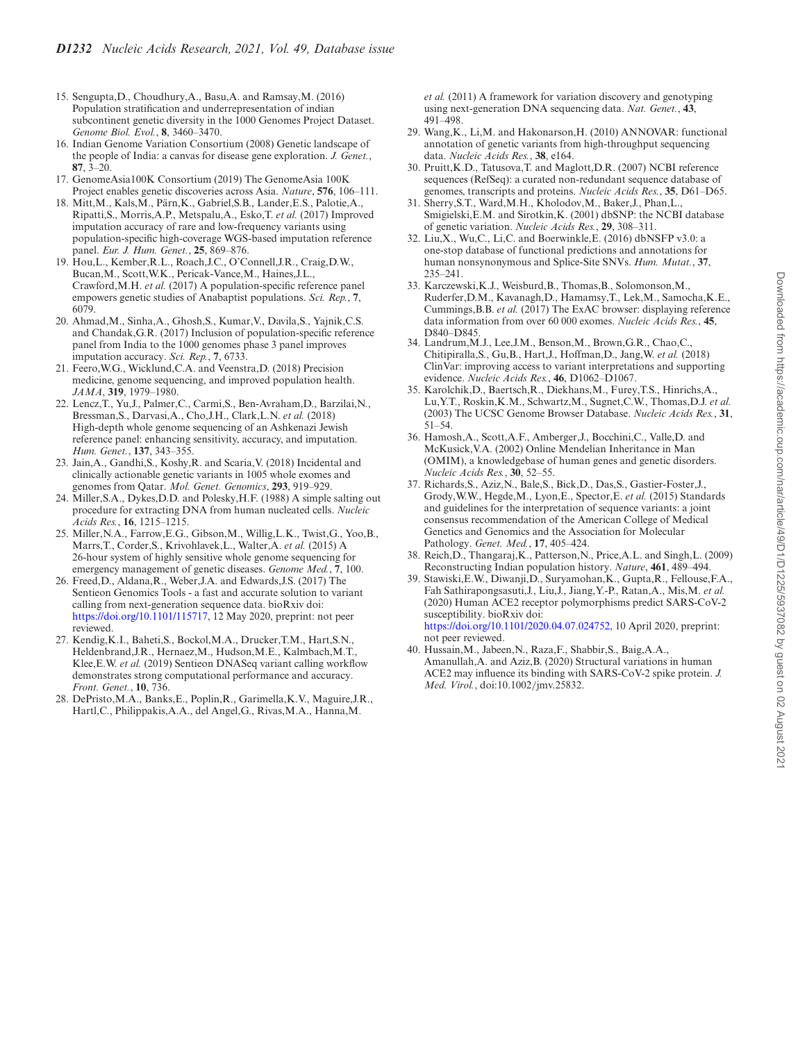15. Sengupta,D., Choudhury,A., Basu,A. and Ramsay,M. (2016) Population stratification and underrepresentation of indian subcontinent genetic diversity in the 1000 Genomes Project Dataset. *Genome Biol. Evol.*, **8**, 3460–3470.
16. Indian Genome Variation Consortium (2008) Genetic landscape of the people of India: a canvas for disease gene exploration. *J. Genet.*, **87**, 3–20.
17. GenomeAsia100K Consortium (2019) The GenomeAsia 100K Project enables genetic discoveries across Asia. *Nature*, **576**, 106–111.
18. Mitt,M., Kals,M., Pärn,K., Gabriel,S.B., Lander,E.S., Palotie,A., Ripatti,S., Morris,A.P., Metspalu,A., Esko,T. *et al.* (2017) Improved imputation accuracy of rare and low-frequency variants using population-specific high-coverage WGS-based imputation reference panel. *Eur. J. Hum. Genet.*, **25**, 869–876.
19. Hou,L., Kember,R.L., Roach,J.C., O'Connell,J.R., Craig,D.W., Bucan,M., Scott,W.K., Pericak-Vance,M., Haines,J.L., Crawford,M.H. *et al.* (2017) A population-specific reference panel empowers genetic studies of Anabaptist populations. *Sci. Rep.*, **7**, 6079.
20. Ahmad,M., Sinha,A., Ghosh,S., Kumar,V., Davila,S., Yajnik,C.S. and Chandak,G.R. (2017) Inclusion of population-specific reference panel from India to the 1000 genomes phase 3 panel improves imputation accuracy. *Sci. Rep.*, **7**, 6733.
21. Feero,W.G., Wicklund,C.A. and Veenstra,D. (2018) Precision medicine, genome sequencing, and improved population health. *JAMA*, **319**, 1979–1980.
22. Lencz,T., Yu,J., Palmer,C., Carmi,S., Ben-Avraham,D., Barzilai,N., Bressman,S., Darvasi,A., Cho,J.H., Clark,L.N. *et al.* (2018) High-depth whole genome sequencing of an Ashkenazi Jewish reference panel: enhancing sensitivity, accuracy, and imputation. *Hum. Genet.*, **137**, 343–355.
23. Jain,A., Gandhi,S., Koshy,R. and Scaria,V. (2018) Incidental and clinically actionable genetic variants in 1005 whole exomes and genomes from Qatar. *Mol. Genet. Genomics*, **293**, 919–929.
24. Miller,S.A., Dykes,D.D. and Polesky,H.F. (1988) A simple salting out procedure for extracting DNA from human nucleated cells. *Nucleic Acids Res.*, **16**, 1215–1215.
25. Miller,N.A., Farrow,E.G., Gibson,M., Willig,L.K., Twist,G., Yoo,B., Marrs,T., Corder,S., Krivohlavek,L., Walter,A. *et al.* (2015) A 26-hour system of highly sensitive whole genome sequencing for emergency management of genetic diseases. *Genome Med.*, **7**, 100.
26. Freed,D., Aldana,R., Weber,J.A. and Edwards,J.S. (2017) The Sentieon Genomics Tools - a fast and accurate solution to variant calling from next-generation sequence data. bioRxiv doi: https://doi.org/10.1101/115717, 12 May 2020, preprint: not peer reviewed.
27. Kendig,K.I., Baheti,S., Bockol,M.A., Drucker,T.M., Hart,S.N., Heldenbrand,J.R., Hernaez,M., Hudson,M.E., Kalmbach,M.T., Klee,E.W. *et al.* (2019) Sentieon DNASeq variant calling workflow demonstrates strong computational performance and accuracy. *Front. Genet.*, **10**, 736.
28. DePristo,M.A., Banks,E., Poplin,R., Garimella,K.V., Maguire,J.R., Hartl,C., Philippakis,A.A., del Angel,G., Rivas,M.A., Hanna,M. *et al.* (2011) A framework for variation discovery and genotyping using next-generation DNA sequencing data. *Nat. Genet.*, **43**, 491–498.
29. Wang,K., Li,M. and Hakonarson,H. (2010) ANNOVAR: functional annotation of genetic variants from high-throughput sequencing data. *Nucleic Acids Res.*, **38**, e164.
30. Pruitt,K.D., Tatusova,T. and Maglott,D.R. (2007) NCBI reference sequences (RefSeq): a curated non-redundant sequence database of genomes, transcripts and proteins. *Nucleic Acids Res.*, **35**, D61–D65.
31. Sherry,S.T., Ward,M.H., Kholodov,M., Baker,J., Phan,L., Smigielski,E.M. and Sirotkin,K. (2001) dbSNP: the NCBI database of genetic variation. *Nucleic Acids Res.*, **29**, 308–311.
32. Liu,X., Wu,C., Li,C. and Boerwinkle,E. (2016) dbNSFP v3.0: a one-stop database of functional predictions and annotations for human nonsynonymous and Splice-Site SNVs. *Hum. Mutat.*, **37**, 235–241.
33. Karczewski,K.J., Weisburd,B., Thomas,B., Solomonson,M., Ruderfer,D.M., Kavanagh,D., Hamamsy,T., Lek,M., Samocha,K.E., Cummings,B.B. *et al.* (2017) The ExAC browser: displaying reference data information from over 60 000 exomes. *Nucleic Acids Res.*, **45**, D840–D845.
34. Landrum,M.J., Lee,J.M., Benson,M., Brown,G.R., Chao,C., Chitipiralla,S., Gu,B., Hart,J., Hoffman,D., Jang,W. *et al.* (2018) ClinVar: improving access to variant interpretations and supporting evidence. *Nucleic Acids Res.*, **46**, D1062–D1067.
35. Karolchik,D., Baertsch,R., Diekhans,M., Furey,T.S., Hinrichs,A., Lu,Y.T., Roskin,K.M., Schwartz,M., Sugnet,C.W., Thomas,D.J. *et al.* (2003) The UCSC Genome Browser Database. *Nucleic Acids Res.*, **31**, 51–54.
36. Hamosh,A., Scott,A.F., Amberger,J., Bocchini,C., Valle,D. and McKusick,V.A. (2002) Online Mendelian Inheritance in Man (OMIM), a knowledgebase of human genes and genetic disorders. *Nucleic Acids Res.*, **30**, 52–55.
37. Richards,S., Aziz,N., Bale,S., Bick,D., Das,S., Gastier-Foster,J., Grody,W.W., Hegde,M., Lyon,E., Spector,E. *et al.* (2015) Standards and guidelines for the interpretation of sequence variants: a joint consensus recommendation of the American College of Medical Genetics and Genomics and the Association for Molecular Pathology. *Genet. Med.*, **17**, 405–424.
38. Reich,D., Thangaraj,K., Patterson,N., Price,A.L. and Singh,L. (2009) Reconstructing Indian population history. *Nature*, **461**, 489–494.
39. Stawiski,E.W., Diwanji,D., Suryamohan,K., Gupta,R., Fellouse,F.A., Fah Sathirapongsasuti,J., Liu,J., Jiang,Y.-P., Ratan,A., Mis,M. *et al.* (2020) Human ACE2 receptor polymorphisms predict SARS-CoV-2 susceptibility. bioRxiv doi: https://doi.org/10.1101/2020.04.07.024752, 10 April 2020, preprint: not peer reviewed.
40. Hussain,M., Jabeen,N., Raza,F., Shabbir,S., Baig,A.A., Amanullah,A. and Aziz,B. (2020) Structural variations in human ACE2 may influence its binding with SARS-CoV-2 spike protein. *J. Med. Virol.*, doi:10.1002/jmv.25832.